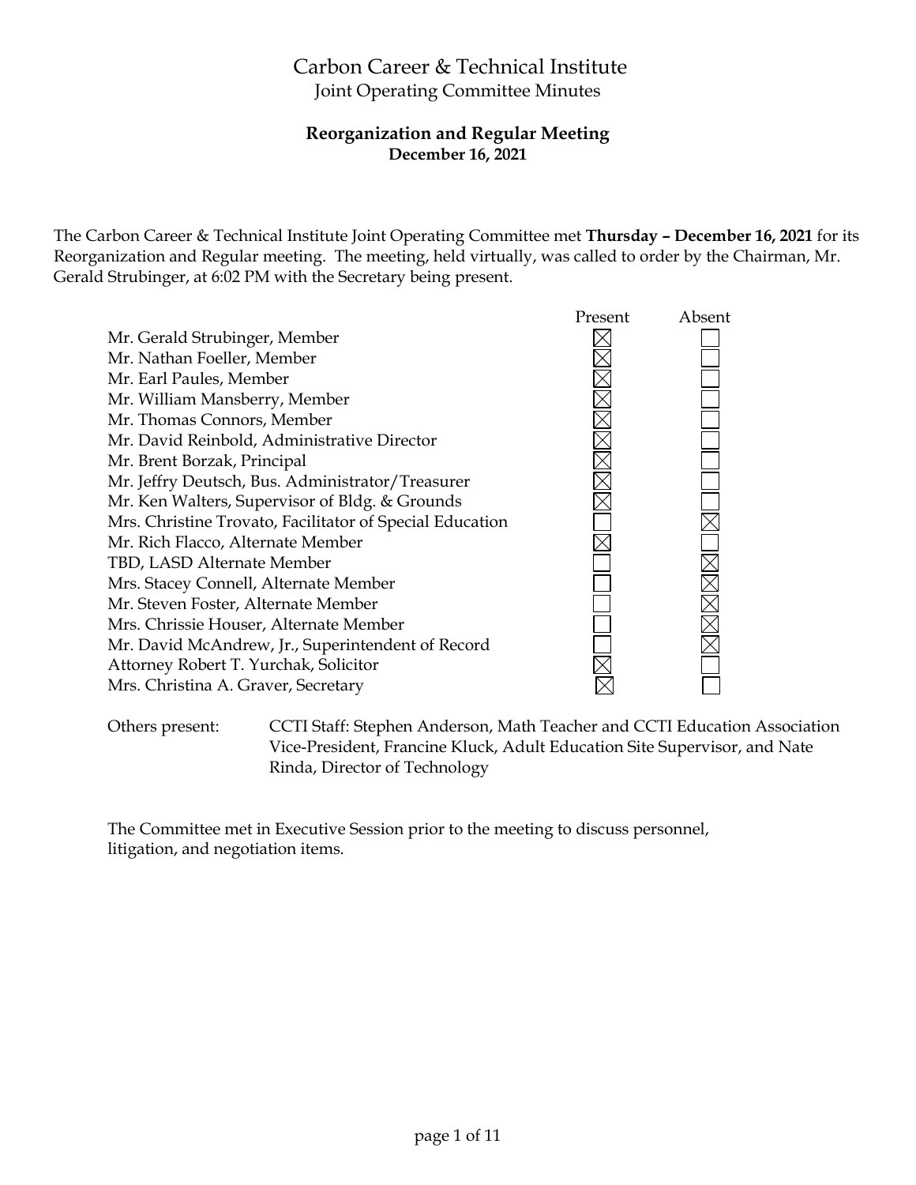# Carbon Career & Technical Institute

Joint Operating Committee Minutes

**Reorganization and Regular Meeting**
**December 16, 2021**

The Carbon Career & Technical Institute Joint Operating Committee met **Thursday – December 16, 2021** for its Reorganization and Regular meeting. The meeting, held virtually, was called to order by the Chairman, Mr. Gerald Strubinger, at 6:02 PM with the Secretary being present.

| | Present | Absent |
|---|---|---|
| Mr. Gerald Strubinger, Member | ☒ | ☐ |
| Mr. Nathan Foeller, Member | ☒ | ☐ |
| Mr. Earl Paules, Member | ☒ | ☐ |
| Mr. William Mansberry, Member | ☒ | ☐ |
| Mr. Thomas Connors, Member | ☒ | ☐ |
| Mr. David Reinbold, Administrative Director | ☒ | ☐ |
| Mr. Brent Borzak, Principal | ☒ | ☐ |
| Mr. Jeffry Deutsch, Bus. Administrator/Treasurer | ☒ | ☐ |
| Mr. Ken Walters, Supervisor of Bldg. & Grounds | ☒ | ☐ |
| Mrs. Christine Trovato, Facilitator of Special Education | ☐ | ☒ |
| Mr. Rich Flacco, Alternate Member | ☒ | ☐ |
| TBD, LASD Alternate Member | ☐ | ☒ |
| Mrs. Stacey Connell, Alternate Member | ☐ | ☒ |
| Mr. Steven Foster, Alternate Member | ☐ | ☒ |
| Mrs. Chrissie Houser, Alternate Member | ☐ | ☒ |
| Mr. David McAndrew, Jr., Superintendent of Record | ☐ | ☒ |
| Attorney Robert T. Yurchak, Solicitor | ☒ | ☐ |
| Mrs. Christina A. Graver, Secretary | ☒ | ☐ |

Others present: CCTI Staff: Stephen Anderson, Math Teacher and CCTI Education Association Vice-President, Francine Kluck, Adult Education Site Supervisor, and Nate Rinda, Director of Technology

The Committee met in Executive Session prior to the meeting to discuss personnel, litigation, and negotiation items.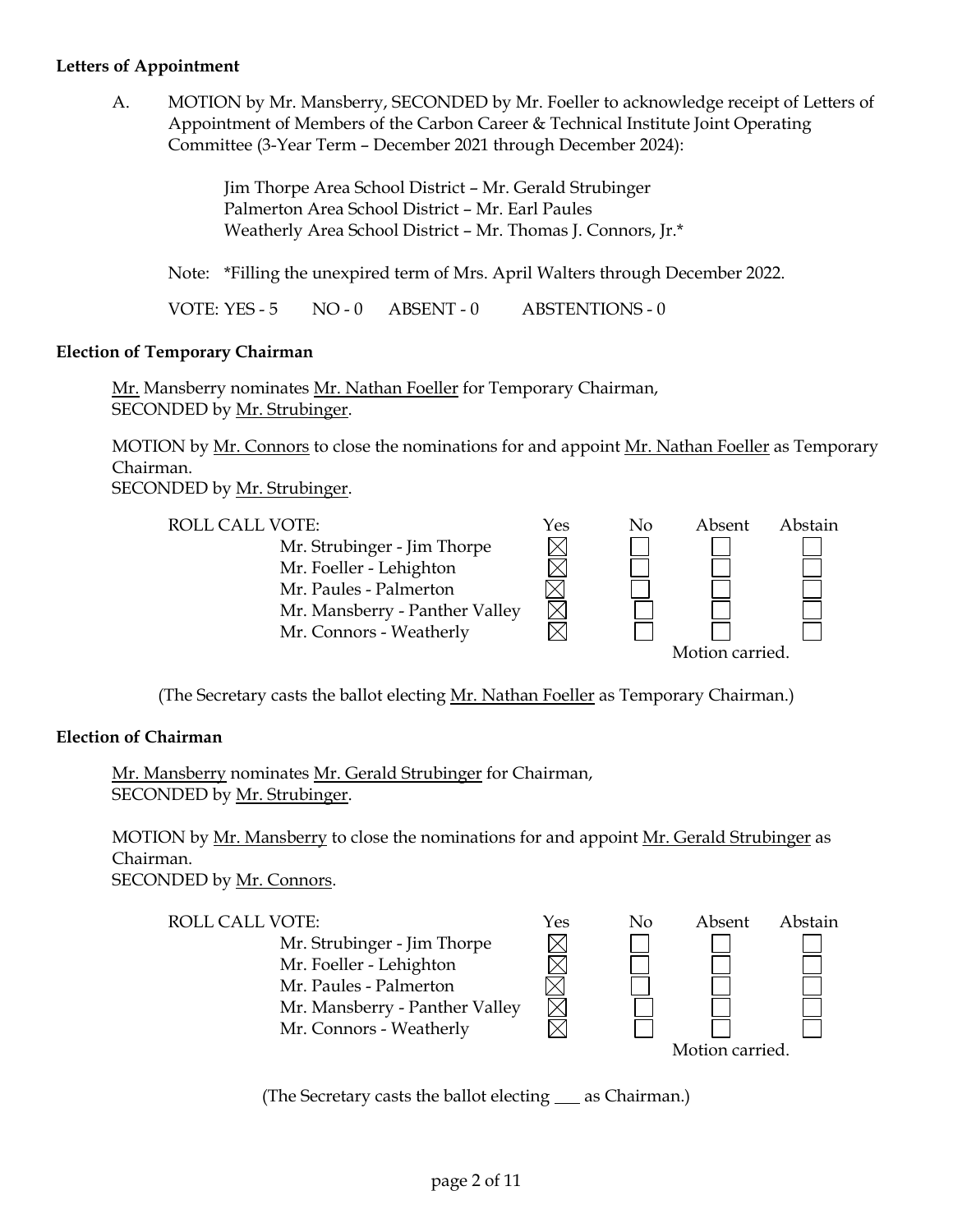**Letters of Appointment**

A. MOTION by Mr. Mansberry, SECONDED by Mr. Foeller to acknowledge receipt of Letters of Appointment of Members of the Carbon Career & Technical Institute Joint Operating Committee (3-Year Term – December 2021 through December 2024):

Jim Thorpe Area School District – Mr. Gerald Strubinger
Palmerton Area School District – Mr. Earl Paules
Weatherly Area School District – Mr. Thomas J. Connors, Jr.*

Note: *Filling the unexpired term of Mrs. April Walters through December 2022.

VOTE: YES - 5 NO - 0 ABSENT - 0 ABSTENTIONS - 0

**Election of Temporary Chairman**

Mr. Mansberry nominates Mr. Nathan Foeller for Temporary Chairman, SECONDED by Mr. Strubinger.

MOTION by Mr. Connors to close the nominations for and appoint Mr. Nathan Foeller as Temporary Chairman.
SECONDED by Mr. Strubinger.

| ROLL CALL VOTE: | Yes | No | Absent | Abstain |
|---|---|---|---|---|
| Mr. Strubinger - Jim Thorpe | ☒ | ☐ | ☐ | ☐ |
| Mr. Foeller - Lehighton | ☒ | ☐ | ☐ | ☐ |
| Mr. Paules - Palmerton | ☒ | ☐ | ☐ | ☐ |
| Mr. Mansberry - Panther Valley | ☒ | ☐ | ☐ | ☐ |
| Mr. Connors - Weatherly | ☒ | ☐ | ☐ | ☐ |

Motion carried.

(The Secretary casts the ballot electing Mr. Nathan Foeller as Temporary Chairman.)

**Election of Chairman**

Mr. Mansberry nominates Mr. Gerald Strubinger for Chairman, SECONDED by Mr. Strubinger.

MOTION by Mr. Mansberry to close the nominations for and appoint Mr. Gerald Strubinger as Chairman.
SECONDED by Mr. Connors.

| ROLL CALL VOTE: | Yes | No | Absent | Abstain |
|---|---|---|---|---|
| Mr. Strubinger - Jim Thorpe | ☒ | ☐ | ☐ | ☐ |
| Mr. Foeller - Lehighton | ☒ | ☐ | ☐ | ☐ |
| Mr. Paules - Palmerton | ☒ | ☐ | ☐ | ☐ |
| Mr. Mansberry - Panther Valley | ☒ | ☐ | ☐ | ☐ |
| Mr. Connors - Weatherly | ☒ | ☐ | ☐ | ☐ |

Motion carried.

(The Secretary casts the ballot electing ___ as Chairman.)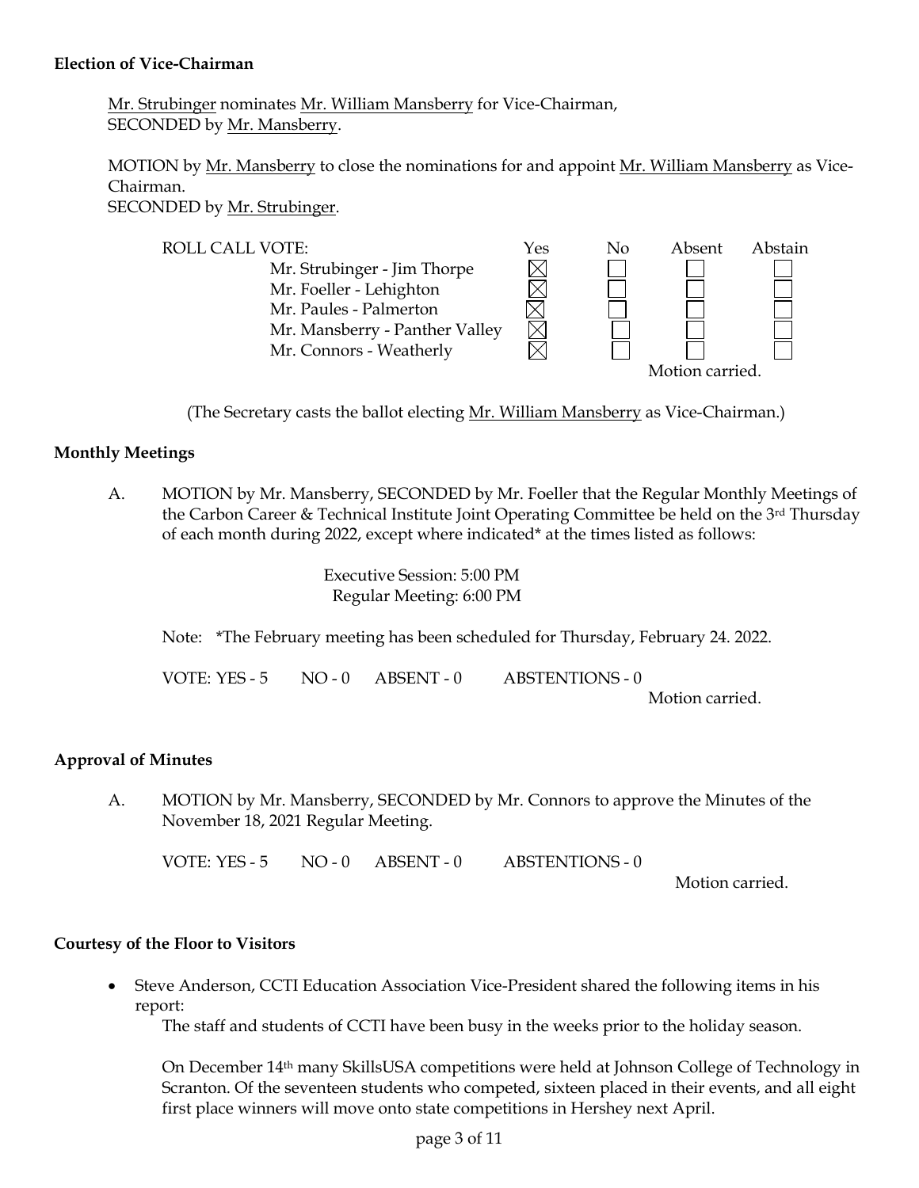**Election of Vice-Chairman**

Mr. Strubinger nominates Mr. William Mansberry for Vice-Chairman,
SECONDED by Mr. Mansberry.

MOTION by Mr. Mansberry to close the nominations for and appoint Mr. William Mansberry as Vice-Chairman.
SECONDED by Mr. Strubinger.

| ROLL CALL VOTE: | Yes | No | Absent | Abstain |
|---|---|---|---|---|
| Mr. Strubinger - Jim Thorpe | ☒ | ☐ | ☐ | ☐ |
| Mr. Foeller - Lehighton | ☒ | ☐ | ☐ | ☐ |
| Mr. Paules - Palmerton | ☒ | ☐ | ☐ | ☐ |
| Mr. Mansberry - Panther Valley | ☒ | ☐ | ☐ | ☐ |
| Mr. Connors - Weatherly | ☒ | ☐ | ☐ | ☐ |

Motion carried.

(The Secretary casts the ballot electing Mr. William Mansberry as Vice-Chairman.)

**Monthly Meetings**

A. MOTION by Mr. Mansberry, SECONDED by Mr. Foeller that the Regular Monthly Meetings of the Carbon Career & Technical Institute Joint Operating Committee be held on the 3rd Thursday of each month during 2022, except where indicated* at the times listed as follows:

Executive Session: 5:00 PM
Regular Meeting: 6:00 PM

Note: *The February meeting has been scheduled for Thursday, February 24. 2022.

VOTE: YES - 5 NO - 0 ABSENT - 0 ABSTENTIONS - 0
Motion carried.

**Approval of Minutes**

A. MOTION by Mr. Mansberry, SECONDED by Mr. Connors to approve the Minutes of the November 18, 2021 Regular Meeting.

VOTE: YES - 5 NO - 0 ABSENT - 0 ABSTENTIONS - 0
Motion carried.

**Courtesy of the Floor to Visitors**

- Steve Anderson, CCTI Education Association Vice-President shared the following items in his report:

  The staff and students of CCTI have been busy in the weeks prior to the holiday season.

  On December 14th many SkillsUSA competitions were held at Johnson College of Technology in Scranton. Of the seventeen students who competed, sixteen placed in their events, and all eight first place winners will move onto state competitions in Hershey next April.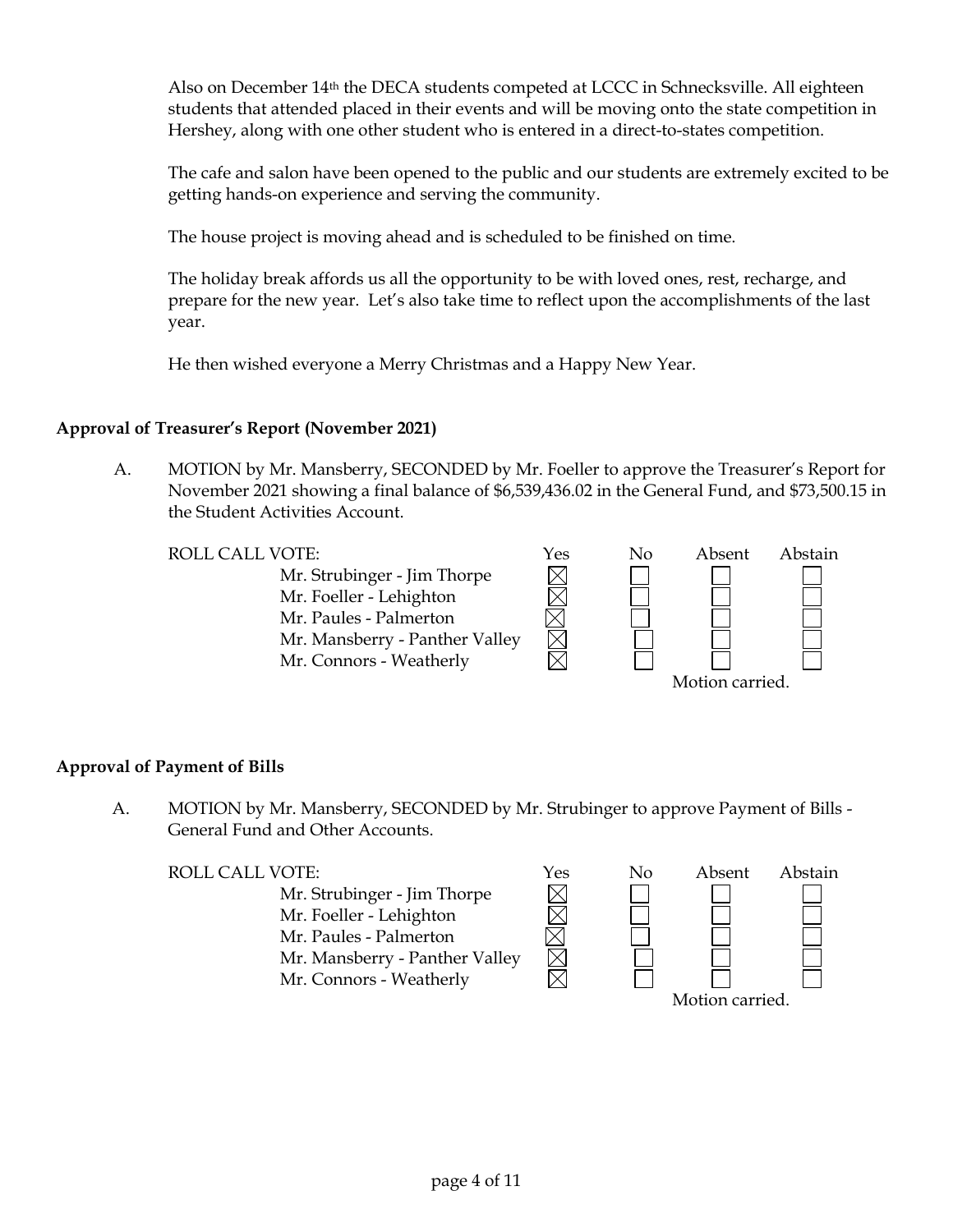Also on December 14th the DECA students competed at LCCC in Schnecksville. All eighteen students that attended placed in their events and will be moving onto the state competition in Hershey, along with one other student who is entered in a direct-to-states competition.

The cafe and salon have been opened to the public and our students are extremely excited to be getting hands-on experience and serving the community.

The house project is moving ahead and is scheduled to be finished on time.

The holiday break affords us all the opportunity to be with loved ones, rest, recharge, and prepare for the new year. Let's also take time to reflect upon the accomplishments of the last year.

He then wished everyone a Merry Christmas and a Happy New Year.

## Approval of Treasurer's Report (November 2021)

A. MOTION by Mr. Mansberry, SECONDED by Mr. Foeller to approve the Treasurer's Report for November 2021 showing a final balance of $6,539,436.02 in the General Fund, and $73,500.15 in the Student Activities Account.

| ROLL CALL VOTE: | Yes | No | Absent | Abstain |
|---|---|---|---|---|
| Mr. Strubinger - Jim Thorpe | ☒ | ☐ | ☐ | ☐ |
| Mr. Foeller - Lehighton | ☒ | ☐ | ☐ | ☐ |
| Mr. Paules - Palmerton | ☒ | ☐ | ☐ | ☐ |
| Mr. Mansberry - Panther Valley | ☒ | ☐ | ☐ | ☐ |
| Mr. Connors - Weatherly | ☒ | ☐ | ☐ | ☐ |

Motion carried.

## Approval of Payment of Bills

A. MOTION by Mr. Mansberry, SECONDED by Mr. Strubinger to approve Payment of Bills - General Fund and Other Accounts.

| ROLL CALL VOTE: | Yes | No | Absent | Abstain |
|---|---|---|---|---|
| Mr. Strubinger - Jim Thorpe | ☒ | ☐ | ☐ | ☐ |
| Mr. Foeller - Lehighton | ☒ | ☐ | ☐ | ☐ |
| Mr. Paules - Palmerton | ☒ | ☐ | ☐ | ☐ |
| Mr. Mansberry - Panther Valley | ☒ | ☐ | ☐ | ☐ |
| Mr. Connors - Weatherly | ☒ | ☐ | ☐ | ☐ |

Motion carried.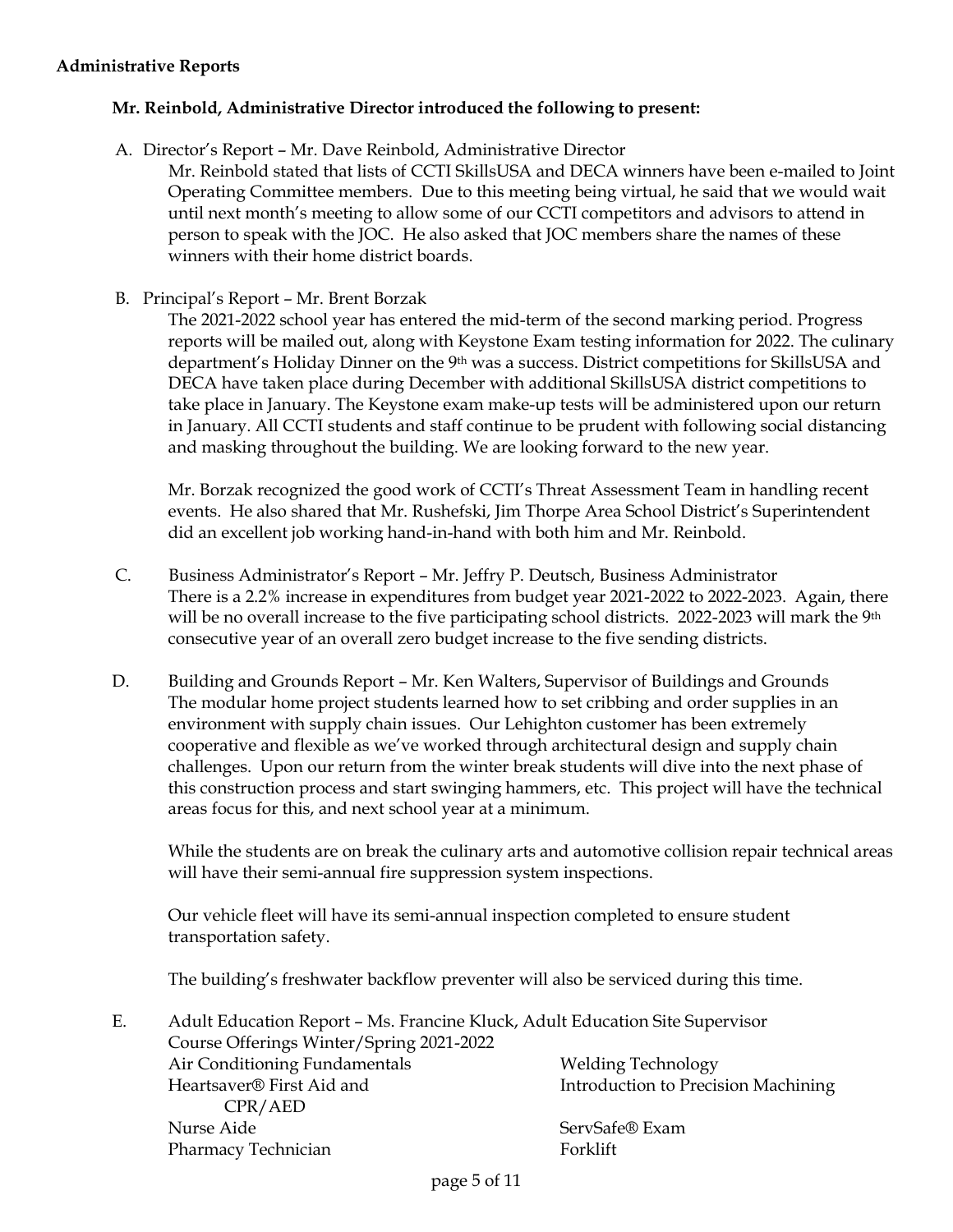**Administrative Reports**

**Mr. Reinbold, Administrative Director introduced the following to present:**

A. Director's Report – Mr. Dave Reinbold, Administrative Director

Mr. Reinbold stated that lists of CCTI SkillsUSA and DECA winners have been e-mailed to Joint Operating Committee members. Due to this meeting being virtual, he said that we would wait until next month's meeting to allow some of our CCTI competitors and advisors to attend in person to speak with the JOC. He also asked that JOC members share the names of these winners with their home district boards.

B. Principal's Report – Mr. Brent Borzak

The 2021-2022 school year has entered the mid-term of the second marking period. Progress reports will be mailed out, along with Keystone Exam testing information for 2022. The culinary department's Holiday Dinner on the 9th was a success. District competitions for SkillsUSA and DECA have taken place during December with additional SkillsUSA district competitions to take place in January. The Keystone exam make-up tests will be administered upon our return in January. All CCTI students and staff continue to be prudent with following social distancing and masking throughout the building. We are looking forward to the new year.

Mr. Borzak recognized the good work of CCTI's Threat Assessment Team in handling recent events. He also shared that Mr. Rushefski, Jim Thorpe Area School District's Superintendent did an excellent job working hand-in-hand with both him and Mr. Reinbold.

C. Business Administrator's Report – Mr. Jeffry P. Deutsch, Business Administrator

There is a 2.2% increase in expenditures from budget year 2021-2022 to 2022-2023. Again, there will be no overall increase to the five participating school districts. 2022-2023 will mark the 9th consecutive year of an overall zero budget increase to the five sending districts.

D. Building and Grounds Report – Mr. Ken Walters, Supervisor of Buildings and Grounds

The modular home project students learned how to set cribbing and order supplies in an environment with supply chain issues. Our Lehighton customer has been extremely cooperative and flexible as we've worked through architectural design and supply chain challenges. Upon our return from the winter break students will dive into the next phase of this construction process and start swinging hammers, etc. This project will have the technical areas focus for this, and next school year at a minimum.

While the students are on break the culinary arts and automotive collision repair technical areas will have their semi-annual fire suppression system inspections.

Our vehicle fleet will have its semi-annual inspection completed to ensure student transportation safety.

The building's freshwater backflow preventer will also be serviced during this time.

E. Adult Education Report – Ms. Francine Kluck, Adult Education Site Supervisor

Course Offerings Winter/Spring 2021-2022

- Air Conditioning Fundamentals
- Heartsaver® First Aid and CPR/AED
- Nurse Aide
- Pharmacy Technician
- Welding Technology
- Introduction to Precision Machining
- ServSafe® Exam
- Forklift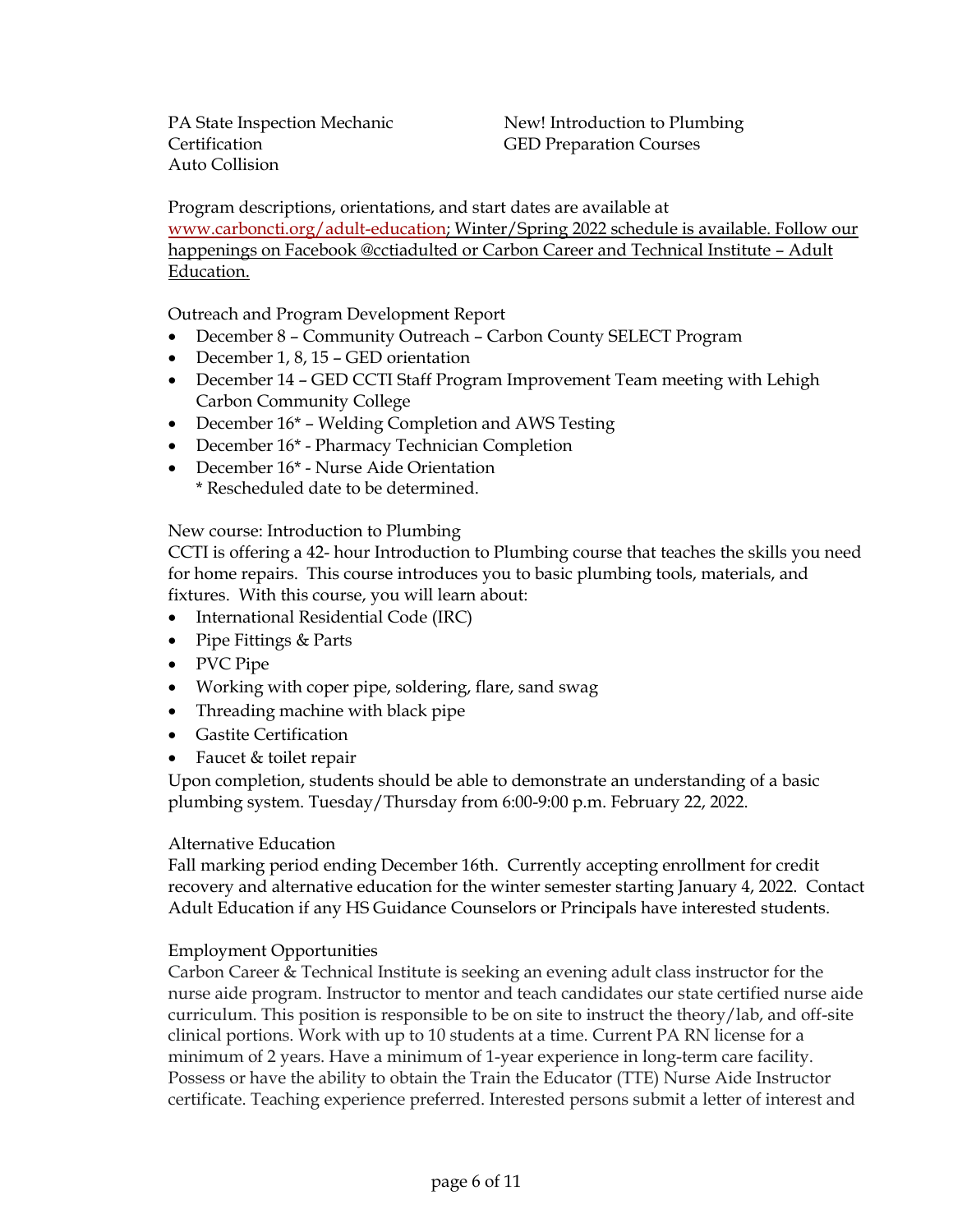PA State Inspection Mechanic Certification

Auto Collision

New! Introduction to Plumbing

GED Preparation Courses

Program descriptions, orientations, and start dates are available at www.carboncti.org/adult-education; Winter/Spring 2022 schedule is available. Follow our happenings on Facebook @cctiadulted or Carbon Career and Technical Institute – Adult Education.

Outreach and Program Development Report

- December 8 – Community Outreach – Carbon County SELECT Program
- December 1, 8, 15 – GED orientation
- December 14 – GED CCTI Staff Program Improvement Team meeting with Lehigh Carbon Community College
- December 16* – Welding Completion and AWS Testing
- December 16* - Pharmacy Technician Completion
- December 16* - Nurse Aide Orientation

  * Rescheduled date to be determined.

New course: Introduction to Plumbing

CCTI is offering a 42- hour Introduction to Plumbing course that teaches the skills you need for home repairs. This course introduces you to basic plumbing tools, materials, and fixtures. With this course, you will learn about:

- International Residential Code (IRC)
- Pipe Fittings & Parts
- PVC Pipe
- Working with coper pipe, soldering, flare, sand swag
- Threading machine with black pipe
- Gastite Certification
- Faucet & toilet repair

Upon completion, students should be able to demonstrate an understanding of a basic plumbing system. Tuesday/Thursday from 6:00-9:00 p.m. February 22, 2022.

Alternative Education

Fall marking period ending December 16th. Currently accepting enrollment for credit recovery and alternative education for the winter semester starting January 4, 2022. Contact Adult Education if any HS Guidance Counselors or Principals have interested students.

Employment Opportunities

Carbon Career & Technical Institute is seeking an evening adult class instructor for the nurse aide program. Instructor to mentor and teach candidates our state certified nurse aide curriculum. This position is responsible to be on site to instruct the theory/lab, and off-site clinical portions. Work with up to 10 students at a time. Current PA RN license for a minimum of 2 years. Have a minimum of 1-year experience in long-term care facility. Possess or have the ability to obtain the Train the Educator (TTE) Nurse Aide Instructor certificate. Teaching experience preferred. Interested persons submit a letter of interest and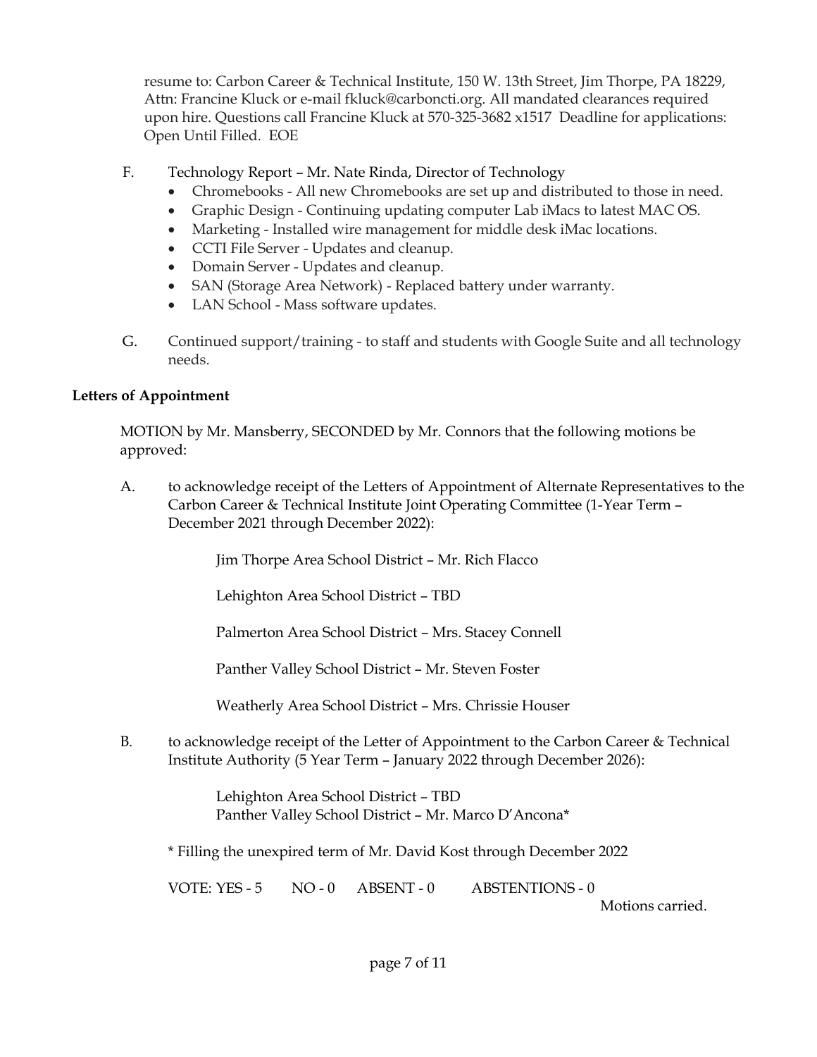resume to: Carbon Career & Technical Institute, 150 W. 13th Street, Jim Thorpe, PA 18229, Attn: Francine Kluck or e-mail fkluck@carboncti.org. All mandated clearances required upon hire. Questions call Francine Kluck at 570-325-3682 x1517 Deadline for applications: Open Until Filled. EOE

F. Technology Report – Mr. Nate Rinda, Director of Technology
- Chromebooks - All new Chromebooks are set up and distributed to those in need.
- Graphic Design - Continuing updating computer Lab iMacs to latest MAC OS.
- Marketing - Installed wire management for middle desk iMac locations.
- CCTI File Server - Updates and cleanup.
- Domain Server - Updates and cleanup.
- SAN (Storage Area Network) - Replaced battery under warranty.
- LAN School - Mass software updates.

G. Continued support/training - to staff and students with Google Suite and all technology needs.

**Letters of Appointment**

MOTION by Mr. Mansberry, SECONDED by Mr. Connors that the following motions be approved:

A. to acknowledge receipt of the Letters of Appointment of Alternate Representatives to the Carbon Career & Technical Institute Joint Operating Committee (1-Year Term – December 2021 through December 2022):

Jim Thorpe Area School District – Mr. Rich Flacco

Lehighton Area School District – TBD

Palmerton Area School District – Mrs. Stacey Connell

Panther Valley School District – Mr. Steven Foster

Weatherly Area School District – Mrs. Chrissie Houser

B. to acknowledge receipt of the Letter of Appointment to the Carbon Career & Technical Institute Authority (5 Year Term – January 2022 through December 2026):

Lehighton Area School District – TBD
Panther Valley School District – Mr. Marco D'Ancona*

\* Filling the unexpired term of Mr. David Kost through December 2022

VOTE: YES - 5 NO - 0 ABSENT - 0 ABSTENTIONS - 0

Motions carried.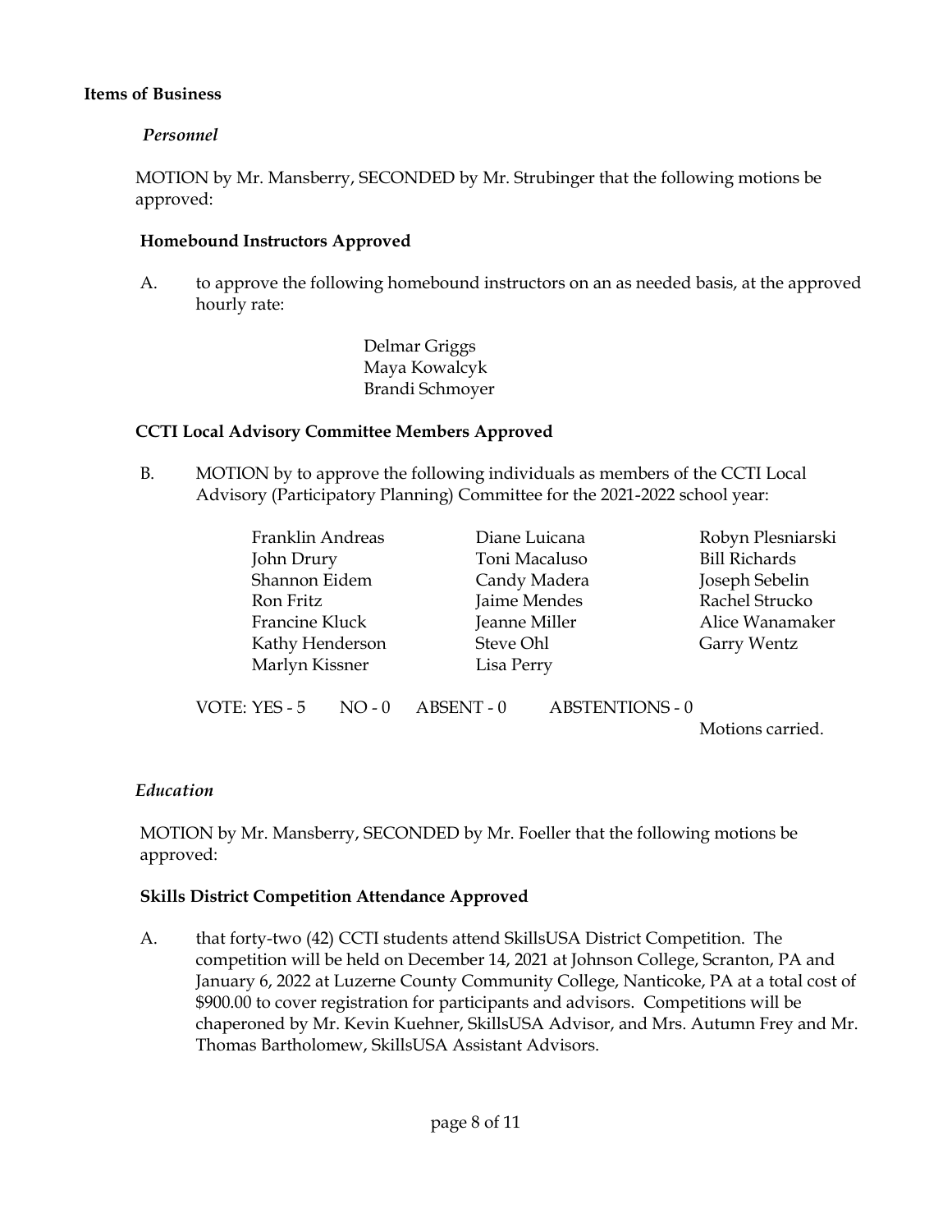**Items of Business**

*Personnel*

MOTION by Mr. Mansberry, SECONDED by Mr. Strubinger that the following motions be approved:

**Homebound Instructors Approved**

A. to approve the following homebound instructors on an as needed basis, at the approved hourly rate:

Delmar Griggs
Maya Kowalcyk
Brandi Schmoyer

**CCTI Local Advisory Committee Members Approved**

B. MOTION by to approve the following individuals as members of the CCTI Local Advisory (Participatory Planning) Committee for the 2021-2022 school year:

| | | |
|---|---|---|
| Franklin Andreas | Diane Luicana | Robyn Plesniarski |
| John Drury | Toni Macaluso | Bill Richards |
| Shannon Eidem | Candy Madera | Joseph Sebelin |
| Ron Fritz | Jaime Mendes | Rachel Strucko |
| Francine Kluck | Jeanne Miller | Alice Wanamaker |
| Kathy Henderson | Steve Ohl | Garry Wentz |
| Marlyn Kissner | Lisa Perry | |

VOTE: YES - 5  NO - 0  ABSENT - 0  ABSTENTIONS - 0

Motions carried.

*Education*

MOTION by Mr. Mansberry, SECONDED by Mr. Foeller that the following motions be approved:

**Skills District Competition Attendance Approved**

A. that forty-two (42) CCTI students attend SkillsUSA District Competition. The competition will be held on December 14, 2021 at Johnson College, Scranton, PA and January 6, 2022 at Luzerne County Community College, Nanticoke, PA at a total cost of $900.00 to cover registration for participants and advisors. Competitions will be chaperoned by Mr. Kevin Kuehner, SkillsUSA Advisor, and Mrs. Autumn Frey and Mr. Thomas Bartholomew, SkillsUSA Assistant Advisors.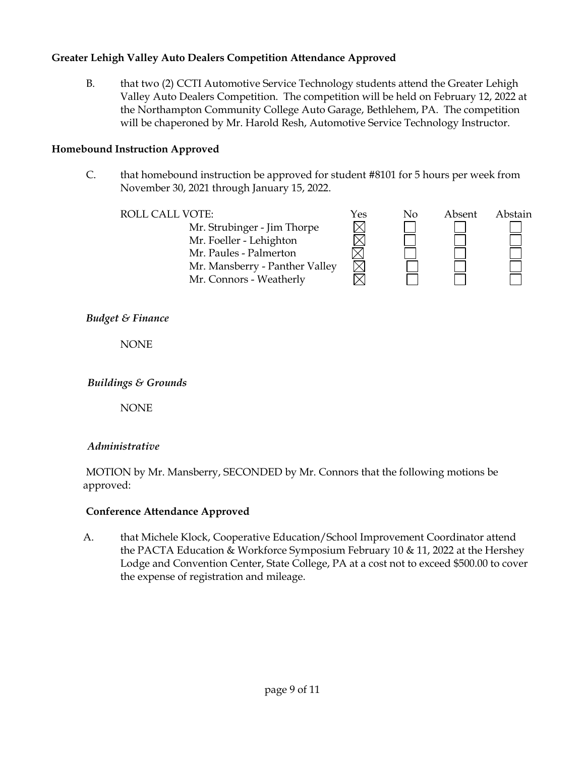**Greater Lehigh Valley Auto Dealers Competition Attendance Approved**

B. that two (2) CCTI Automotive Service Technology students attend the Greater Lehigh Valley Auto Dealers Competition. The competition will be held on February 12, 2022 at the Northampton Community College Auto Garage, Bethlehem, PA. The competition will be chaperoned by Mr. Harold Resh, Automotive Service Technology Instructor.

**Homebound Instruction Approved**

C. that homebound instruction be approved for student #8101 for 5 hours per week from November 30, 2021 through January 15, 2022.

| ROLL CALL VOTE: | Yes | No | Absent | Abstain |
|---|---|---|---|---|
| Mr. Strubinger - Jim Thorpe | ☒ | ☐ | ☐ | ☐ |
| Mr. Foeller - Lehighton | ☒ | ☐ | ☐ | ☐ |
| Mr. Paules - Palmerton | ☒ | ☐ | ☐ | ☐ |
| Mr. Mansberry - Panther Valley | ☒ | ☐ | ☐ | ☐ |
| Mr. Connors - Weatherly | ☒ | ☐ | ☐ | ☐ |

*Budget & Finance*

NONE

*Buildings & Grounds*

NONE

*Administrative*

MOTION by Mr. Mansberry, SECONDED by Mr. Connors that the following motions be approved:

**Conference Attendance Approved**

A. that Michele Klock, Cooperative Education/School Improvement Coordinator attend the PACTA Education & Workforce Symposium February 10 & 11, 2022 at the Hershey Lodge and Convention Center, State College, PA at a cost not to exceed $500.00 to cover the expense of registration and mileage.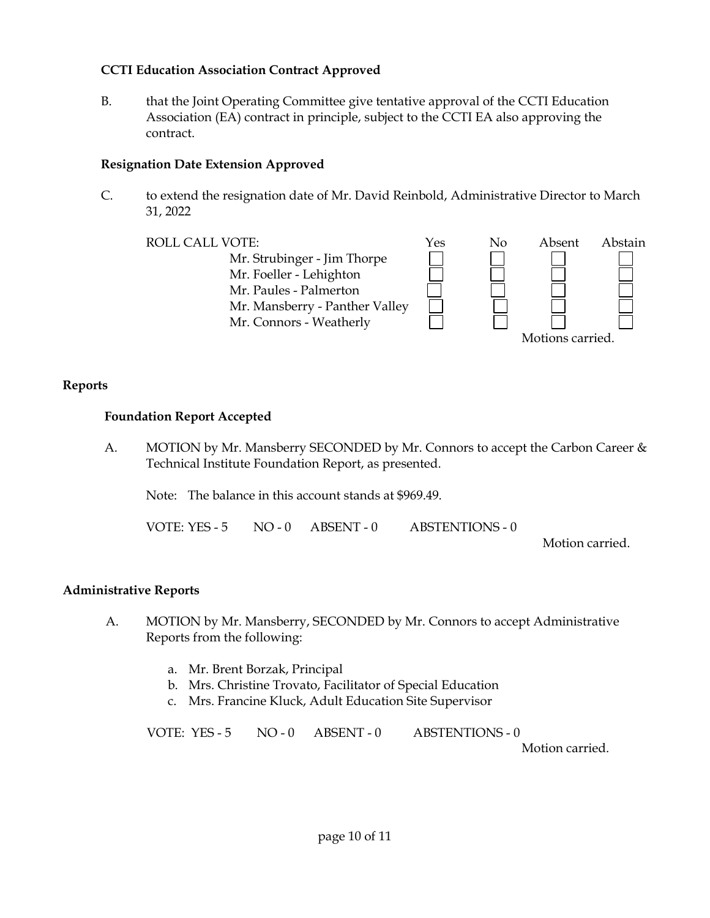**CCTI Education Association Contract Approved**

B. that the Joint Operating Committee give tentative approval of the CCTI Education Association (EA) contract in principle, subject to the CCTI EA also approving the contract.

**Resignation Date Extension Approved**

C. to extend the resignation date of Mr. David Reinbold, Administrative Director to March 31, 2022

| ROLL CALL VOTE: | Yes | No | Absent | Abstain |
|---|---|---|---|---|
| Mr. Strubinger - Jim Thorpe | ☐ | ☐ | ☐ | ☐ |
| Mr. Foeller - Lehighton | ☐ | ☐ | ☐ | ☐ |
| Mr. Paules - Palmerton | ☐ | ☐ | ☐ | ☐ |
| Mr. Mansberry - Panther Valley | ☐ | ☐ | ☐ | ☐ |
| Mr. Connors - Weatherly | ☐ | ☐ | ☐ | ☐ |

Motions carried.

## Reports

**Foundation Report Accepted**

A. MOTION by Mr. Mansberry SECONDED by Mr. Connors to accept the Carbon Career & Technical Institute Foundation Report, as presented.

Note: The balance in this account stands at $969.49.

VOTE: YES - 5 NO - 0 ABSENT - 0 ABSTENTIONS - 0

Motion carried.

## Administrative Reports

A. MOTION by Mr. Mansberry, SECONDED by Mr. Connors to accept Administrative Reports from the following:

a. Mr. Brent Borzak, Principal
b. Mrs. Christine Trovato, Facilitator of Special Education
c. Mrs. Francine Kluck, Adult Education Site Supervisor

VOTE: YES - 5 NO - 0 ABSENT - 0 ABSTENTIONS - 0

Motion carried.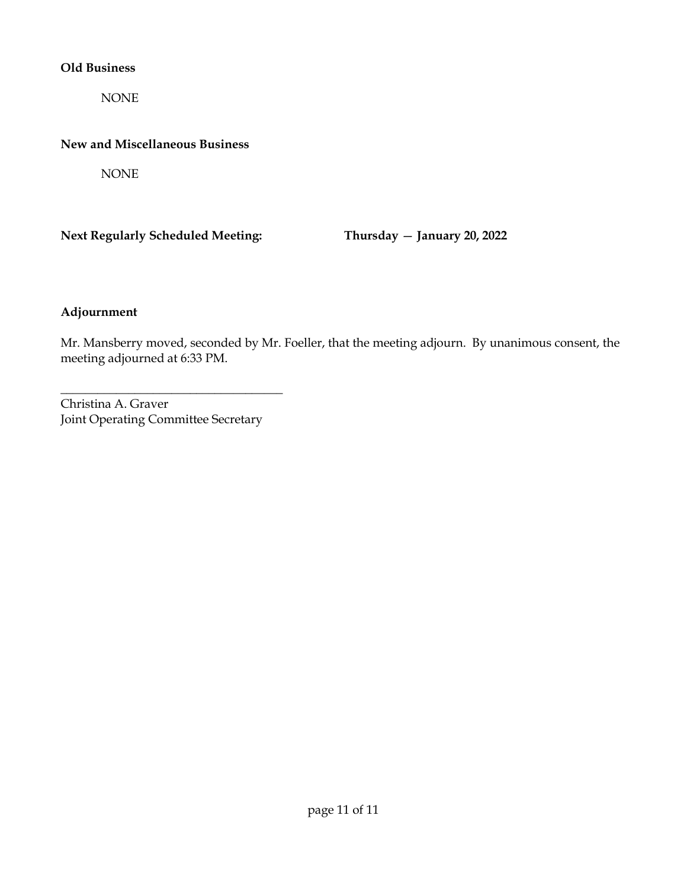**Old Business**

NONE

**New and Miscellaneous Business**

NONE

**Next Regularly Scheduled Meeting:** **Thursday — January 20, 2022**

**Adjournment**

Mr. Mansberry moved, seconded by Mr. Foeller, that the meeting adjourn. By unanimous consent, the meeting adjourned at 6:33 PM.

____________________________________

Christina A. Graver
Joint Operating Committee Secretary